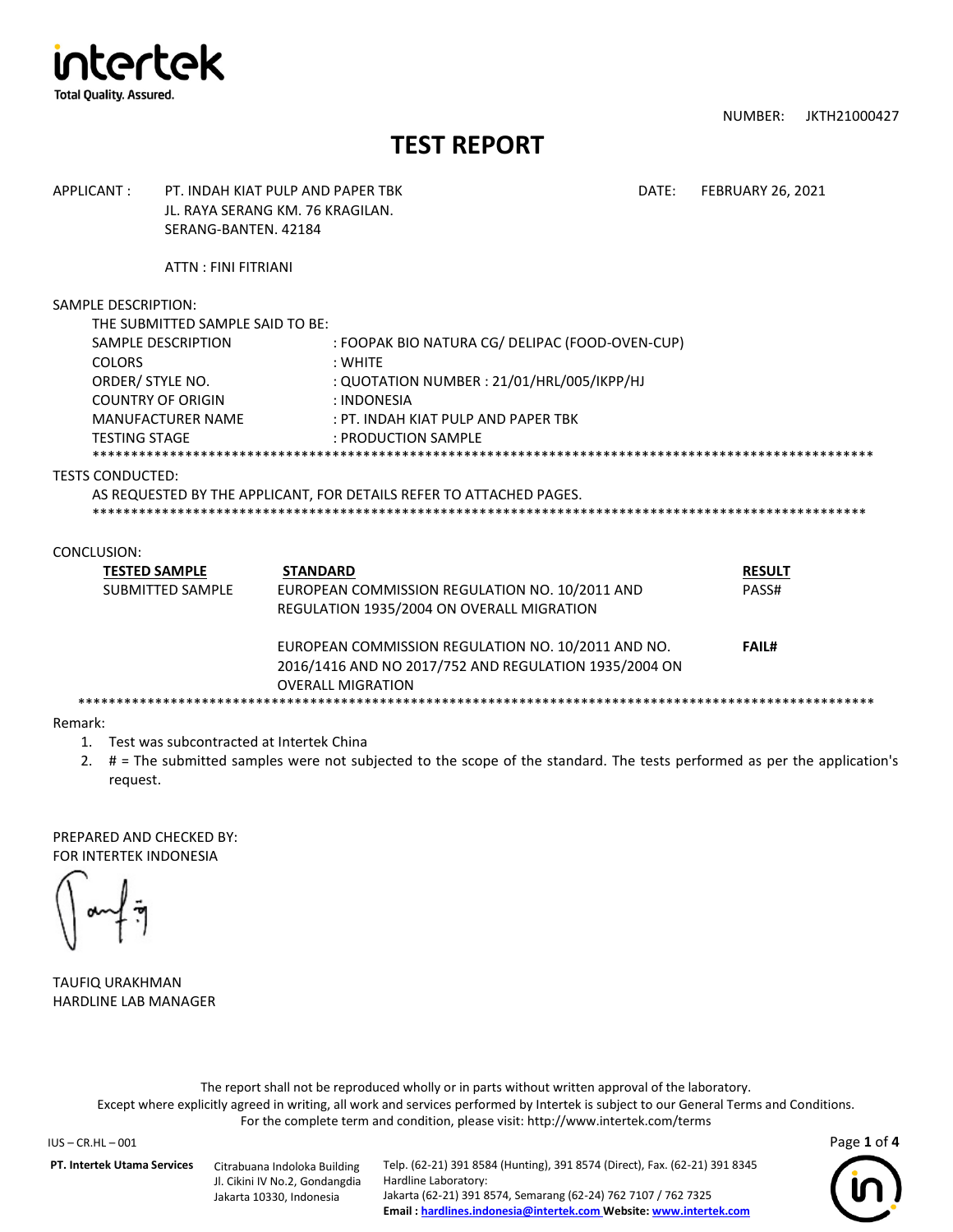intertek

Total Quality. Assured.

NUMBER: JKTH21000427

# TEST REPORT

APPLICANT : PT. INDAH KIAT PULP AND PAPER TBK
JL. RAYA SERANG KM. 76 KRAGILAN.
SERANG-BANTEN. 42184

DATE: FEBRUARY 26, 2021

ATTN : FINI FITRIANI

SAMPLE DESCRIPTION:

THE SUBMITTED SAMPLE SAID TO BE:

| | |
|---|---|
| SAMPLE DESCRIPTION | : FOOPAK BIO NATURA CG/ DELIPAC (FOOD-OVEN-CUP) |
| COLORS | : WHITE |
| ORDER/ STYLE NO. | : QUOTATION NUMBER : 21/01/HRL/005/IKPP/HJ |
| COUNTRY OF ORIGIN | : INDONESIA |
| MANUFACTURER NAME | : PT. INDAH KIAT PULP AND PAPER TBK |
| TESTING STAGE | : PRODUCTION SAMPLE |

****************************************************************************************************

TESTS CONDUCTED:

AS REQUESTED BY THE APPLICANT, FOR DETAILS REFER TO ATTACHED PAGES.

****************************************************************************************************

CONCLUSION:

| TESTED SAMPLE | STANDARD | RESULT |
|---|---|---|
| SUBMITTED SAMPLE | EUROPEAN COMMISSION REGULATION NO. 10/2011 AND REGULATION 1935/2004 ON OVERALL MIGRATION | PASS# |
| | EUROPEAN COMMISSION REGULATION NO. 10/2011 AND NO. 2016/1416 AND NO 2017/752 AND REGULATION 1935/2004 ON OVERALL MIGRATION | **FAIL#** |

****************************************************************************************************

Remark:

1. Test was subcontracted at Intertek China
2. # = The submitted samples were not subjected to the scope of the standard. The tests performed as per the application's request.

PREPARED AND CHECKED BY:
FOR INTERTEK INDONESIA

TAUFIQ URAKHMAN
HARDLINE LAB MANAGER

The report shall not be reproduced wholly or in parts without written approval of the laboratory.
Except where explicitly agreed in writing, all work and services performed by Intertek is subject to our General Terms and Conditions.
For the complete term and condition, please visit: http://www.intertek.com/terms

IUS – CR.HL – 001

**PT. Intertek Utama Services** Citrabuana Indoloka Building Jl. Cikini IV No.2, Gondangdia Jakarta 10330, Indonesia

Telp. (62-21) 391 8584 (Hunting), 391 8574 (Direct), Fax. (62-21) 391 8345
Hardline Laboratory:
Jakarta (62-21) 391 8574, Semarang (62-24) 762 7107 / 762 7325
**Email : hardlines.indonesia@intertek.com Website: www.intertek.com**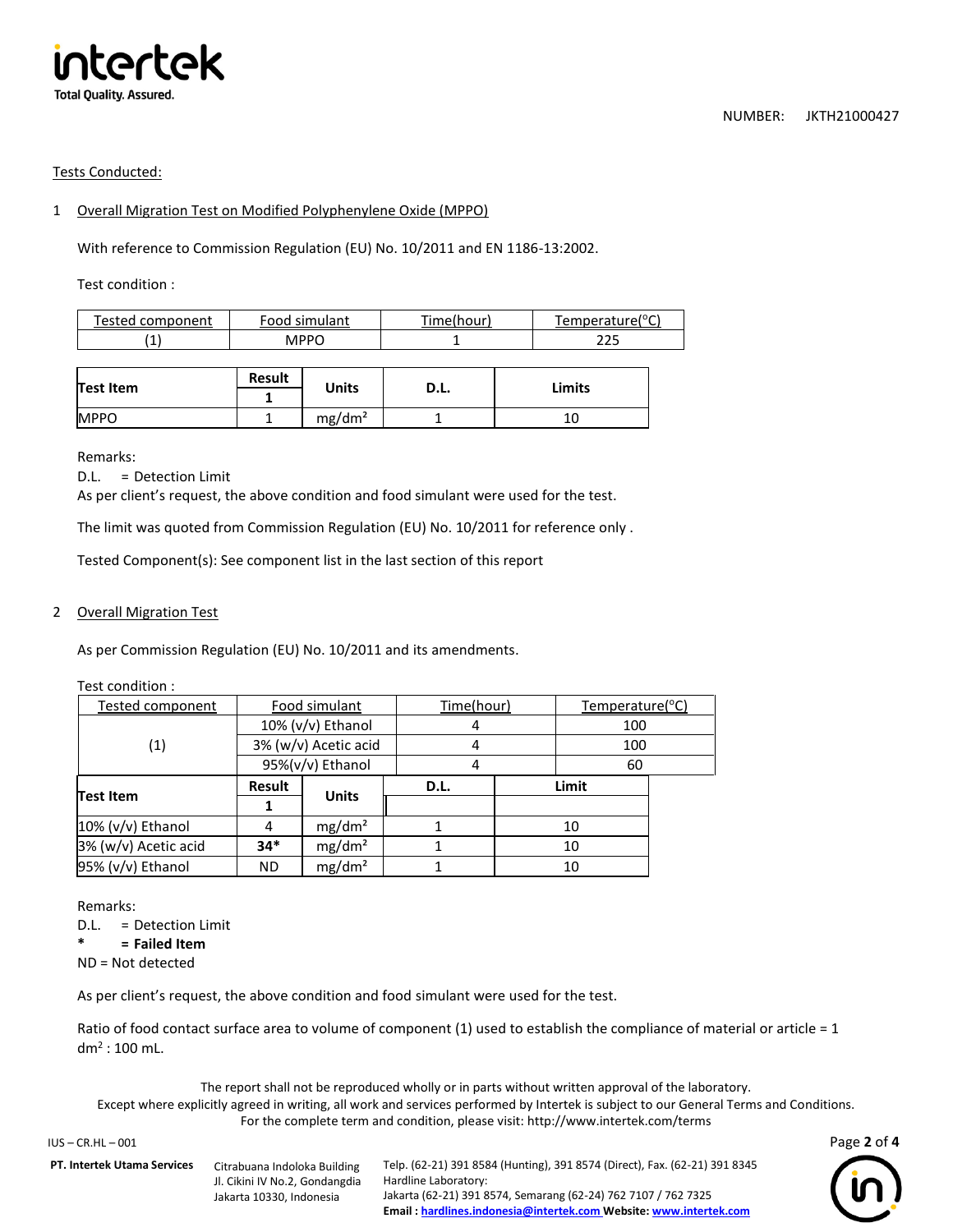NUMBER: JKTH21000427

Tests Conducted:

1 Overall Migration Test on Modified Polyphenylene Oxide (MPPO)

With reference to Commission Regulation (EU) No. 10/2011 and EN 1186-13:2002.

Test condition :

| Tested component | Food simulant | Time(hour) | Temperature(°C) |
|---|---|---|---|
| (1) | MPPO | 1 | 225 |

| Test Item | Result | Units | D.L. | Limits |
|---|---|---|---|---|
| | 1 | | | |
| MPPO | 1 | mg/dm² | 1 | 10 |

Remarks:
D.L. = Detection Limit
As per client's request, the above condition and food simulant were used for the test.

The limit was quoted from Commission Regulation (EU) No. 10/2011 for reference only .

Tested Component(s): See component list in the last section of this report

2 Overall Migration Test

As per Commission Regulation (EU) No. 10/2011 and its amendments.

Test condition :

| Tested component | Food simulant | Time(hour) | Temperature(°C) |
|---|---|---|---|
| (1) | 10% (v/v) Ethanol | 4 | 100 |
| | 3% (w/v) Acetic acid | 4 | 100 |
| | 95%(v/v) Ethanol | 4 | 60 |

| Test Item | Result | Units | D.L. | Limit |
|---|---|---|---|---|
| | 1 | | | |
| 10% (v/v) Ethanol | 4 | mg/dm² | 1 | 10 |
| 3% (w/v) Acetic acid | **34*** | mg/dm² | 1 | 10 |
| 95% (v/v) Ethanol | ND | mg/dm² | 1 | 10 |

Remarks:
D.L. = Detection Limit
**\* = Failed Item**
ND = Not detected

As per client's request, the above condition and food simulant were used for the test.

Ratio of food contact surface area to volume of component (1) used to establish the compliance of material or article = 1 $dm^2$ : 100 mL.

The report shall not be reproduced wholly or in parts without written approval of the laboratory.
Except where explicitly agreed in writing, all work and services performed by Intertek is subject to our General Terms and Conditions.
For the complete term and condition, please visit: http://www.intertek.com/terms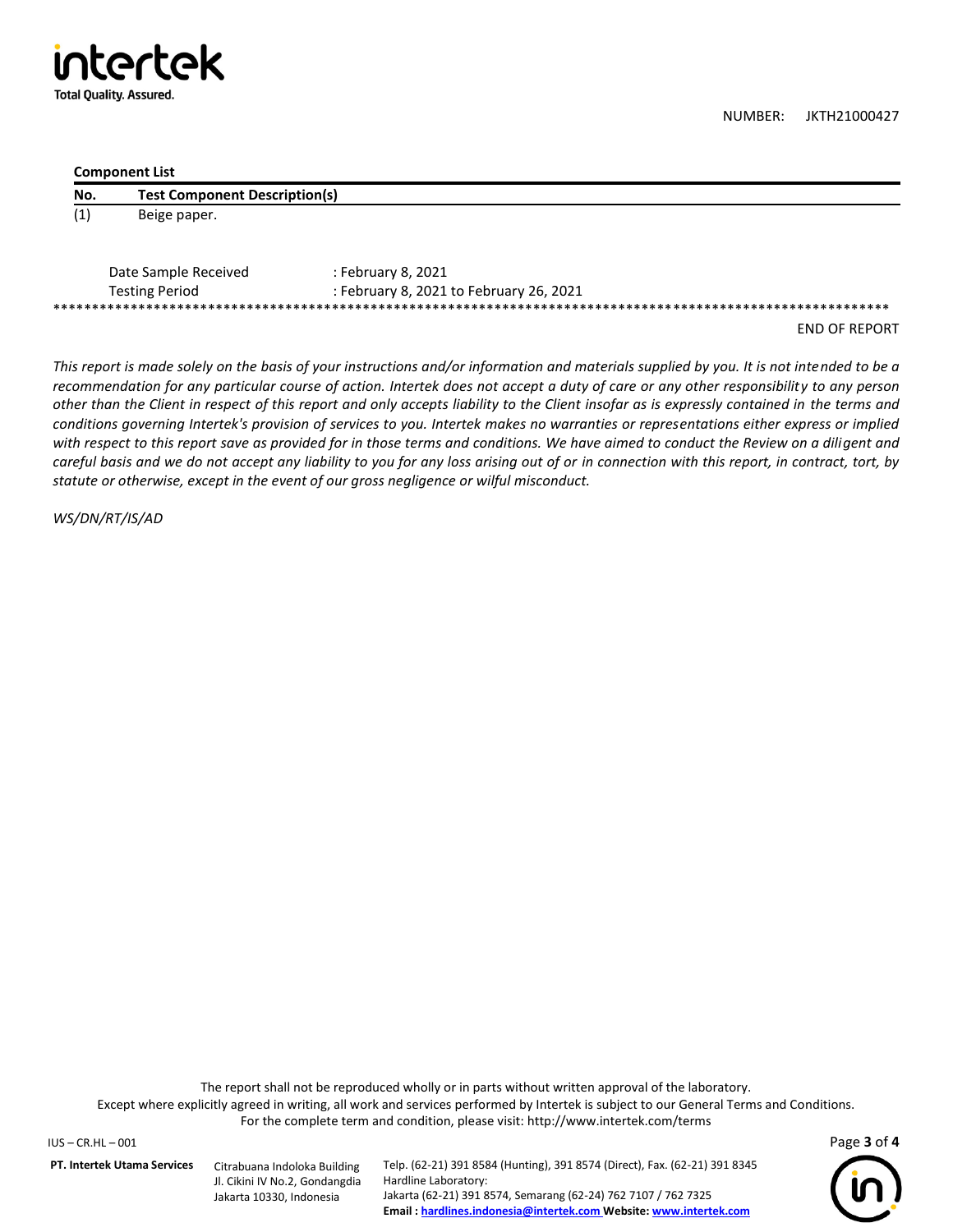NUMBER: JKTH21000427

**Component List**

| No. | Test Component Description(s) |
|---|---|
| (1) | Beige paper. |

Date Sample Received : February 8, 2021

Testing Period : February 8, 2021 to February 26, 2021

**************************************************************************************************************

END OF REPORT

*This report is made solely on the basis of your instructions and/or information and materials supplied by you. It is not intended to be a recommendation for any particular course of action. Intertek does not accept a duty of care or any other responsibility to any person other than the Client in respect of this report and only accepts liability to the Client insofar as is expressly contained in the terms and conditions governing Intertek's provision of services to you. Intertek makes no warranties or representations either express or implied with respect to this report save as provided for in those terms and conditions. We have aimed to conduct the Review on a diligent and careful basis and we do not accept any liability to you for any loss arising out of or in connection with this report, in contract, tort, by statute or otherwise, except in the event of our gross negligence or wilful misconduct.*

*WS/DN/RT/IS/AD*

The report shall not be reproduced wholly or in parts without written approval of the laboratory.
Except where explicitly agreed in writing, all work and services performed by Intertek is subject to our General Terms and Conditions.
For the complete term and condition, please visit: http://www.intertek.com/terms

IUS – CR.HL – 001

**PT. Intertek Utama Services** Citrabuana Indoloka Building Jl. Cikini IV No.2, Gondangdia Jakarta 10330, Indonesia

Telp. (62-21) 391 8584 (Hunting), 391 8574 (Direct), Fax. (62-21) 391 8345
Hardline Laboratory:
Jakarta (62-21) 391 8574, Semarang (62-24) 762 7107 / 762 7325
**Email : hardlines.indonesia@intertek.com Website: www.intertek.com**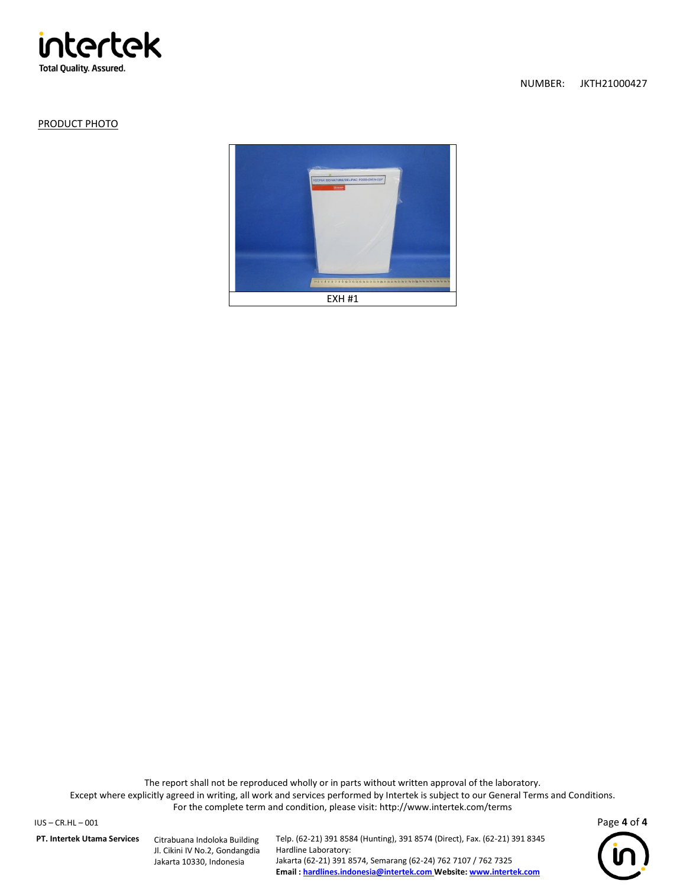NUMBER: JKTH21000427

PRODUCT PHOTO

EXH #1

The report shall not be reproduced wholly or in parts without written approval of the laboratory.
Except where explicitly agreed in writing, all work and services performed by Intertek is subject to our General Terms and Conditions.
For the complete term and condition, please visit: http://www.intertek.com/terms

IUS – CR.HL – 001

**PT. Intertek Utama Services** Citrabuana Indoloka Building, Jl. Cikini IV No.2, Gondangdia, Jakarta 10330, Indonesia

Telp. (62-21) 391 8584 (Hunting), 391 8574 (Direct), Fax. (62-21) 391 8345
Hardline Laboratory:
Jakarta (62-21) 391 8574, Semarang (62-24) 762 7107 / 762 7325
**Email :** hardlines.indonesia@intertek.com **Website:** www.intertek.com